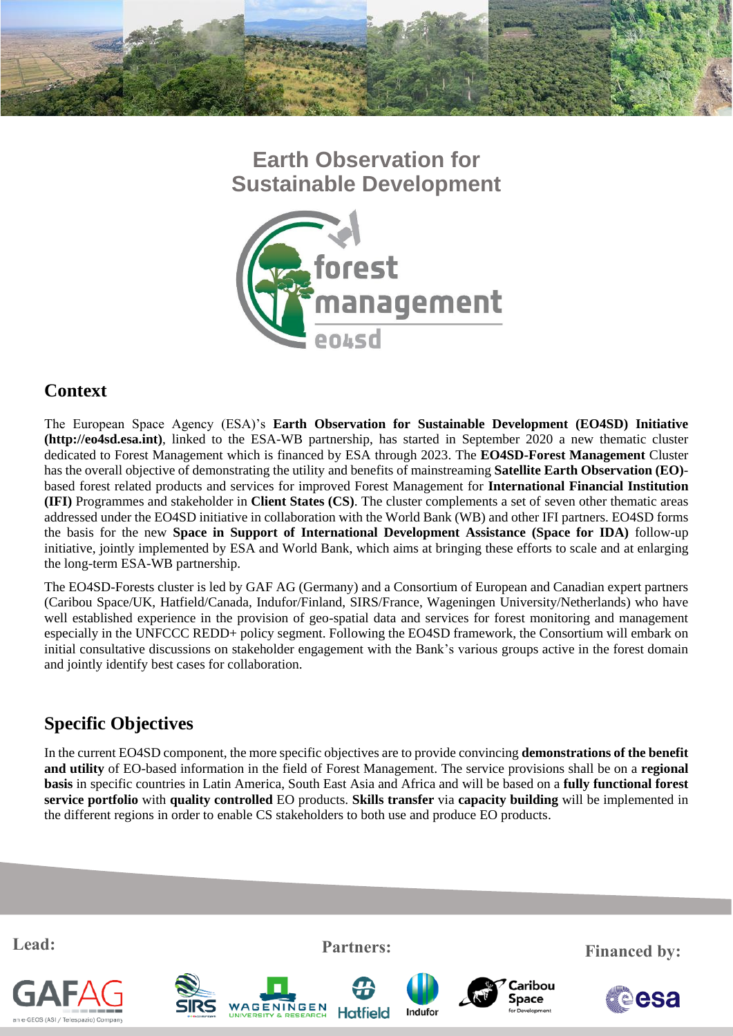# Earth Observation for Sustainable Development

forest management
eo4sd

## Context

The European Space Agency (ESA)'s **Earth Observation for Sustainable Development (EO4SD) Initiative (http://eo4sd.esa.int)**, linked to the ESA-WB partnership, has started in September 2020 a new thematic cluster dedicated to Forest Management which is financed by ESA through 2023. The **EO4SD-Forest Management** Cluster has the overall objective of demonstrating the utility and benefits of mainstreaming **Satellite Earth Observation (EO)**-based forest related products and services for improved Forest Management for **International Financial Institution (IFI)** Programmes and stakeholder in **Client States (CS)**. The cluster complements a set of seven other thematic areas addressed under the EO4SD initiative in collaboration with the World Bank (WB) and other IFI partners. EO4SD forms the basis for the new **Space in Support of International Development Assistance (Space for IDA)** follow-up initiative, jointly implemented by ESA and World Bank, which aims at bringing these efforts to scale and at enlarging the long-term ESA-WB partnership.

The EO4SD-Forests cluster is led by GAF AG (Germany) and a Consortium of European and Canadian expert partners (Caribou Space/UK, Hatfield/Canada, Indufor/Finland, SIRS/France, Wageningen University/Netherlands) who have well established experience in the provision of geo-spatial data and services for forest monitoring and management especially in the UNFCCC REDD+ policy segment. Following the EO4SD framework, the Consortium will embark on initial consultative discussions on stakeholder engagement with the Bank's various groups active in the forest domain and jointly identify best cases for collaboration.

## Specific Objectives

In the current EO4SD component, the more specific objectives are to provide convincing **demonstrations of the benefit and utility** of EO-based information in the field of Forest Management. The service provisions shall be on a **regional basis** in specific countries in Latin America, South East Asia and Africa and will be based on a **fully functional forest service portfolio** with **quality controlled** EO products. **Skills transfer** via **capacity building** will be implemented in the different regions in order to enable CS stakeholders to both use and produce EO products.

**Lead:** GAF AG (an e-GEOS (ASI / Telespazio) Company)

**Partners:** SIRS, Wageningen University & Research, Hatfield, Indufor, Caribou Space for Development

**Financed by:** esa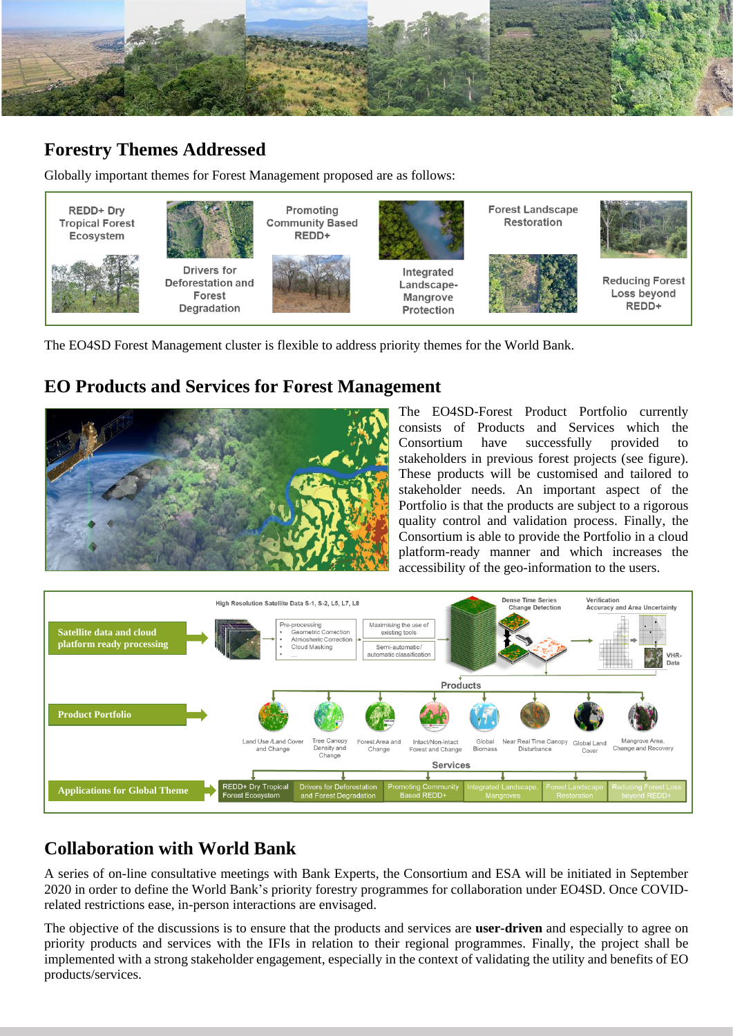## Forestry Themes Addressed

Globally important themes for Forest Management proposed are as follows:

REDD+ Dry Tropical Forest Ecosystem

Drivers for Deforestation and Forest Degradation

Promoting Community Based REDD+

Integrated Landscape-Mangrove Protection

Forest Landscape Restoration

Reducing Forest Loss beyond REDD+

The EO4SD Forest Management cluster is flexible to address priority themes for the World Bank.

## EO Products and Services for Forest Management

The EO4SD-Forest Product Portfolio currently consists of Products and Services which the Consortium have successfully provided to stakeholders in previous forest projects (see figure). These products will be customised and tailored to stakeholder needs. An important aspect of the Portfolio is that the products are subject to a rigorous quality control and validation process. Finally, the Consortium is able to provide the Portfolio in a cloud platform-ready manner and which increases the accessibility of the geo-information to the users.

Satellite data and cloud platform ready processing

High Resolution Satellite Data S-1, S-2, L5, L7, L8

Pre-processing
- Geometric Correction
- Atmospheric Correction
- Cloud Masking
- ...

Maximising the use of existing tools

Semi-automatic/ automatic classification

Dense Time Series Change Detection

Verification Accuracy and Area Uncertainty

VHR-Data

Product Portfolio

Products

Land Use /Land Cover and Change

Tree Canopy Density and Change

Forest Area and Change

Intact/Non-Intact Forest and Change

Global Biomass

Near Real Time Canopy Disturbance

Global Land Cover

Mangrove Area, Change and Recovery

Services

Applications for Global Theme

REDD+ Dry Tropical Forest Ecosystem

Drivers for Deforestation and Forest Degradation

Promoting Community Based REDD+

Integrated Landscape, Mangroves

Forest Landscape Restoration

Reducing Forest Loss beyond REDD+

## Collaboration with World Bank

A series of on-line consultative meetings with Bank Experts, the Consortium and ESA will be initiated in September 2020 in order to define the World Bank's priority forestry programmes for collaboration under EO4SD. Once COVID-related restrictions ease, in-person interactions are envisaged.

The objective of the discussions is to ensure that the products and services are **user-driven** and especially to agree on priority products and services with the IFIs in relation to their regional programmes. Finally, the project shall be implemented with a strong stakeholder engagement, especially in the context of validating the utility and benefits of EO products/services.